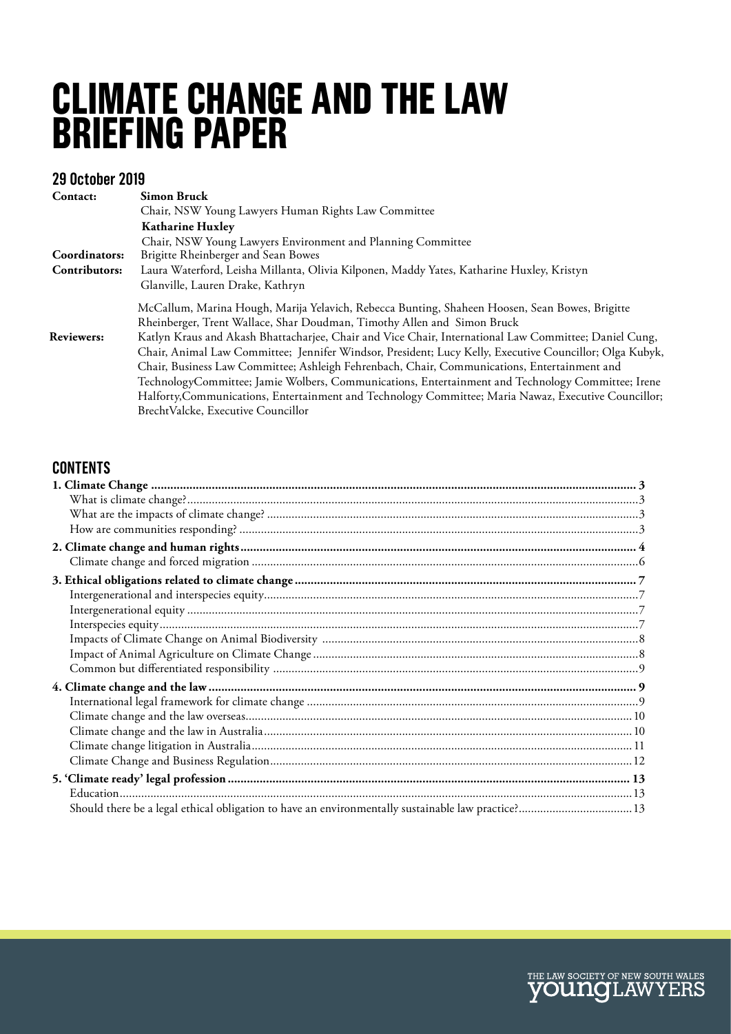# CLIMATE CHANGE AND THE LAW BRIEFING PAPER

## 29 October 2019

**Contact:** **Simon Bruck**
Chair, NSW Young Lawyers Human Rights Law Committee
**Katharine Huxley**
Chair, NSW Young Lawyers Environment and Planning Committee

**Coordinators:** Brigitte Rheinberger and Sean Bowes

**Contributors:** Laura Waterford, Leisha Millanta, Olivia Kilponen, Maddy Yates, Katharine Huxley, Kristyn Glanville, Lauren Drake, Kathryn McCallum, Marina Hough, Marija Yelavich, Rebecca Bunting, Shaheen Hoosen, Sean Bowes, Brigitte Rheinberger, Trent Wallace, Shar Doudman, Timothy Allen and Simon Bruck

**Reviewers:** Katlyn Kraus and Akash Bhattacharjee, Chair and Vice Chair, International Law Committee; Daniel Cung, Chair, Animal Law Committee; Jennifer Windsor, President; Lucy Kelly, Executive Councillor; Olga Kubyk, Chair, Business Law Committee; Ashleigh Fehrenbach, Chair, Communications, Entertainment and TechnologyCommittee; Jamie Wolbers, Communications, Entertainment and Technology Committee; Irene Halforty,Communications, Entertainment and Technology Committee; Maria Nawaz, Executive Councillor; BrechtValcke, Executive Councillor

## CONTENTS

**1. Climate Change** .... 3
- What is climate change? .... 3
- What are the impacts of climate change? .... 3
- How are communities responding? .... 3

**2. Climate change and human rights** .... 4
- Climate change and forced migration .... 6

**3. Ethical obligations related to climate change** .... 7
- Intergenerational and interspecies equity .... 7
- Intergenerational equity .... 7
- Interspecies equity .... 7
- Impacts of Climate Change on Animal Biodiversity .... 8
- Impact of Animal Agriculture on Climate Change .... 8
- Common but differentiated responsibility .... 9

**4. Climate change and the law** .... 9
- International legal framework for climate change .... 9
- Climate change and the law overseas .... 10
- Climate change and the law in Australia .... 10
- Climate change litigation in Australia .... 11
- Climate Change and Business Regulation .... 12

**5. 'Climate ready' legal profession** .... 13
- Education .... 13
- Should there be a legal ethical obligation to have an environmentally sustainable law practice? .... 13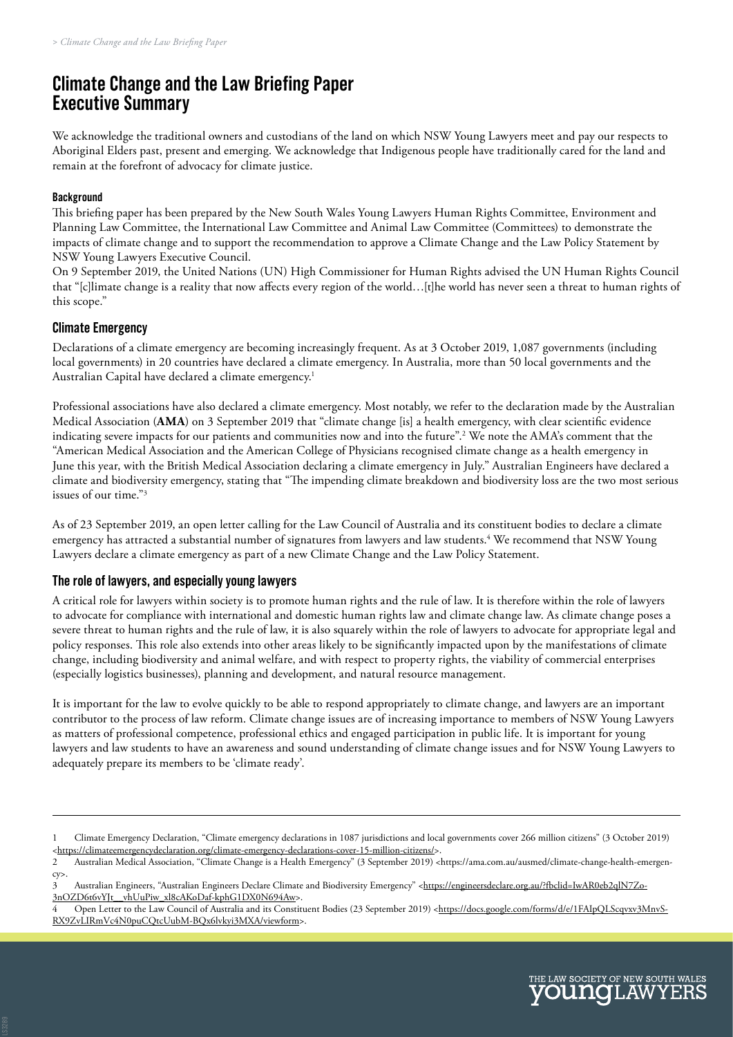# Climate Change and the Law Briefing Paper Executive Summary

We acknowledge the traditional owners and custodians of the land on which NSW Young Lawyers meet and pay our respects to Aboriginal Elders past, present and emerging. We acknowledge that Indigenous people have traditionally cared for the land and remain at the forefront of advocacy for climate justice.

#### Background

This briefing paper has been prepared by the New South Wales Young Lawyers Human Rights Committee, Environment and Planning Law Committee, the International Law Committee and Animal Law Committee (Committees) to demonstrate the impacts of climate change and to support the recommendation to approve a Climate Change and the Law Policy Statement by NSW Young Lawyers Executive Council.

On 9 September 2019, the United Nations (UN) High Commissioner for Human Rights advised the UN Human Rights Council that "[c]limate change is a reality that now affects every region of the world…[t]he world has never seen a threat to human rights of this scope."

### Climate Emergency

Declarations of a climate emergency are becoming increasingly frequent. As at 3 October 2019, 1,087 governments (including local governments) in 20 countries have declared a climate emergency. In Australia, more than 50 local governments and the Australian Capital have declared a climate emergency.[1]

Professional associations have also declared a climate emergency. Most notably, we refer to the declaration made by the Australian Medical Association (**AMA**) on 3 September 2019 that "climate change [is] a health emergency, with clear scientific evidence indicating severe impacts for our patients and communities now and into the future".[2] We note the AMA's comment that the "American Medical Association and the American College of Physicians recognised climate change as a health emergency in June this year, with the British Medical Association declaring a climate emergency in July." Australian Engineers have declared a climate and biodiversity emergency, stating that "The impending climate breakdown and biodiversity loss are the two most serious issues of our time."[3]

As of 23 September 2019, an open letter calling for the Law Council of Australia and its constituent bodies to declare a climate emergency has attracted a substantial number of signatures from lawyers and law students.[4] We recommend that NSW Young Lawyers declare a climate emergency as part of a new Climate Change and the Law Policy Statement.

### The role of lawyers, and especially young lawyers

A critical role for lawyers within society is to promote human rights and the rule of law. It is therefore within the role of lawyers to advocate for compliance with international and domestic human rights law and climate change law. As climate change poses a severe threat to human rights and the rule of law, it is also squarely within the role of lawyers to advocate for appropriate legal and policy responses. This role also extends into other areas likely to be significantly impacted upon by the manifestations of climate change, including biodiversity and animal welfare, and with respect to property rights, the viability of commercial enterprises (especially logistics businesses), planning and development, and natural resource management.

It is important for the law to evolve quickly to be able to respond appropriately to climate change, and lawyers are an important contributor to the process of law reform. Climate change issues are of increasing importance to members of NSW Young Lawyers as matters of professional competence, professional ethics and engaged participation in public life. It is important for young lawyers and law students to have an awareness and sound understanding of climate change issues and for NSW Young Lawyers to adequately prepare its members to be 'climate ready'.

---

1 Climate Emergency Declaration, "Climate emergency declarations in 1087 jurisdictions and local governments cover 266 million citizens" (3 October 2019) <https://climateemergencydeclaration.org/climate-emergency-declarations-cover-15-million-citizens/>.

2 Australian Medical Association, "Climate Change is a Health Emergency" (3 September 2019) <https://ama.com.au/ausmed/climate-change-health-emergency>.

3 Australian Engineers, "Australian Engineers Declare Climate and Biodiversity Emergency" <https://engineersdeclare.org.au/?fbclid=IwAR0eb2qlN7Zo-3nOZD6t6vYJt__vhUuPiw_xl8cAKoDaf-kphG1DX0N694Aw>.

4 Open Letter to the Law Council of Australia and its Constituent Bodies (23 September 2019) <https://docs.google.com/forms/d/e/1FAIpQLScqvxv3MnvS-RX9ZvLIRmVc4N0puCQtcUubM-BQx6lvkyi3MXA/viewform>.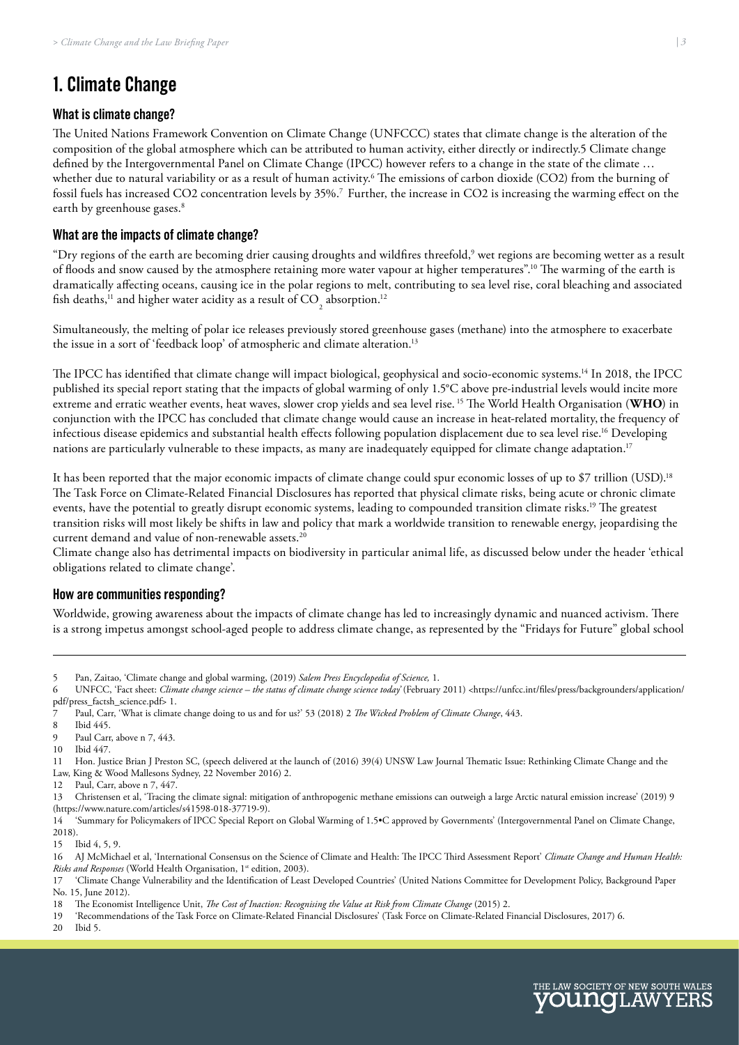# 1. Climate Change

## What is climate change?

The United Nations Framework Convention on Climate Change (UNFCCC) states that climate change is the alteration of the composition of the global atmosphere which can be attributed to human activity, either directly or indirectly.5 Climate change defined by the Intergovernmental Panel on Climate Change (IPCC) however refers to a change in the state of the climate … whether due to natural variability or as a result of human activity.[6] The emissions of carbon dioxide (CO2) from the burning of fossil fuels has increased CO2 concentration levels by 35%.[7] Further, the increase in CO2 is increasing the warming effect on the earth by greenhouse gases.[8]

## What are the impacts of climate change?

"Dry regions of the earth are becoming drier causing droughts and wildfires threefold,[9] wet regions are becoming wetter as a result of floods and snow caused by the atmosphere retaining more water vapour at higher temperatures".[10] The warming of the earth is dramatically affecting oceans, causing ice in the polar regions to melt, contributing to sea level rise, coral bleaching and associated fish deaths,[11] and higher water acidity as a result of $CO_2$ absorption.[12]

Simultaneously, the melting of polar ice releases previously stored greenhouse gases (methane) into the atmosphere to exacerbate the issue in a sort of 'feedback loop' of atmospheric and climate alteration.[13]

The IPCC has identified that climate change will impact biological, geophysical and socio-economic systems.[14] In 2018, the IPCC published its special report stating that the impacts of global warming of only 1.5°C above pre-industrial levels would incite more extreme and erratic weather events, heat waves, slower crop yields and sea level rise. [15] The World Health Organisation (**WHO**) in conjunction with the IPCC has concluded that climate change would cause an increase in heat-related mortality, the frequency of infectious disease epidemics and substantial health effects following population displacement due to sea level rise.[16] Developing nations are particularly vulnerable to these impacts, as many are inadequately equipped for climate change adaptation.[17]

It has been reported that the major economic impacts of climate change could spur economic losses of up to $7 trillion (USD).[18] The Task Force on Climate-Related Financial Disclosures has reported that physical climate risks, being acute or chronic climate events, have the potential to greatly disrupt economic systems, leading to compounded transition climate risks.[19] The greatest transition risks will most likely be shifts in law and policy that mark a worldwide transition to renewable energy, jeopardising the current demand and value of non-renewable assets.[20]

Climate change also has detrimental impacts on biodiversity in particular animal life, as discussed below under the header 'ethical obligations related to climate change'.

## How are communities responding?

Worldwide, growing awareness about the impacts of climate change has led to increasingly dynamic and nuanced activism. There is a strong impetus amongst school-aged people to address climate change, as represented by the "Fridays for Future" global school

---

5 Pan, Zaitao, 'Climate change and global warming, (2019) *Salem Press Encyclopedia of Science*, 1.

6 UNFCC, 'Fact sheet: *Climate change science – the status of climate change science today*' (February 2011) <https://unfcc.int/files/press/backgrounders/application/pdf/press_factsh_science.pdf> 1.

7 Paul, Carr, 'What is climate change doing to us and for us?' 53 (2018) 2 *The Wicked Problem of Climate Change*, 443.

8 Ibid 445.

9 Paul Carr, above n 7, 443.

10 Ibid 447.

11 Hon. Justice Brian J Preston SC, (speech delivered at the launch of (2016) 39(4) UNSW Law Journal Thematic Issue: Rethinking Climate Change and the Law, King & Wood Mallesons Sydney, 22 November 2016) 2.

12 Paul, Carr, above n 7, 447.

13 Christensen et al, 'Tracing the climate signal: mitigation of anthropogenic methane emissions can outweigh a large Arctic natural emission increase' (2019) 9 (https://www.nature.com/articles/s41598-018-37719-9).

14 'Summary for Policymakers of IPCC Special Report on Global Warming of 1.5•C approved by Governments' (Intergovernmental Panel on Climate Change, 2018).

15 Ibid 4, 5, 9.

16 AJ McMichael et al, 'International Consensus on the Science of Climate and Health: The IPCC Third Assessment Report' *Climate Change and Human Health: Risks and Responses* (World Health Organisation, 1st edition, 2003).

17 'Climate Change Vulnerability and the Identification of Least Developed Countries' (United Nations Committee for Development Policy, Background Paper No. 15, June 2012).

18 The Economist Intelligence Unit, *The Cost of Inaction: Recognising the Value at Risk from Climate Change* (2015) 2.

19 'Recommendations of the Task Force on Climate-Related Financial Disclosures' (Task Force on Climate-Related Financial Disclosures, 2017) 6.

20 Ibid 5.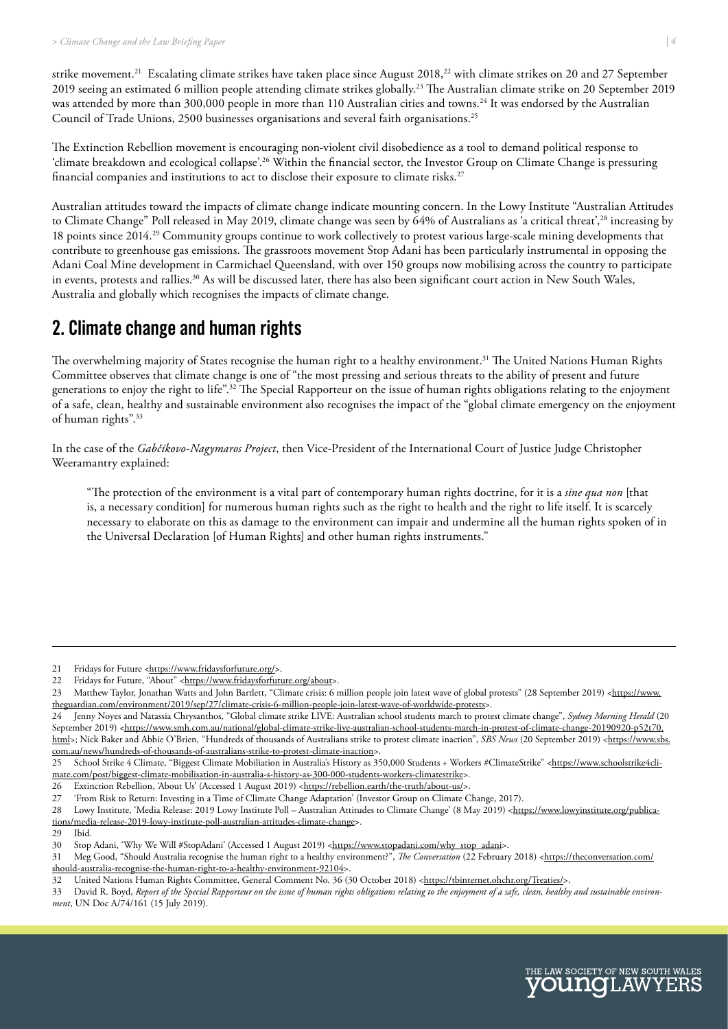strike movement.[21] Escalating climate strikes have taken place since August 2018,[22] with climate strikes on 20 and 27 September 2019 seeing an estimated 6 million people attending climate strikes globally.[23] The Australian climate strike on 20 September 2019 was attended by more than 300,000 people in more than 110 Australian cities and towns.[24] It was endorsed by the Australian Council of Trade Unions, 2500 businesses organisations and several faith organisations.[25]

The Extinction Rebellion movement is encouraging non-violent civil disobedience as a tool to demand political response to 'climate breakdown and ecological collapse'.[26] Within the financial sector, the Investor Group on Climate Change is pressuring financial companies and institutions to act to disclose their exposure to climate risks.[27]

Australian attitudes toward the impacts of climate change indicate mounting concern. In the Lowy Institute "Australian Attitudes to Climate Change" Poll released in May 2019, climate change was seen by 64% of Australians as 'a critical threat',[28] increasing by 18 points since 2014.[29] Community groups continue to work collectively to protest various large-scale mining developments that contribute to greenhouse gas emissions. The grassroots movement Stop Adani has been particularly instrumental in opposing the Adani Coal Mine development in Carmichael Queensland, with over 150 groups now mobilising across the country to participate in events, protests and rallies.[30] As will be discussed later, there has also been significant court action in New South Wales, Australia and globally which recognises the impacts of climate change.

## 2. Climate change and human rights

The overwhelming majority of States recognise the human right to a healthy environment.[31] The United Nations Human Rights Committee observes that climate change is one of "the most pressing and serious threats to the ability of present and future generations to enjoy the right to life".[32] The Special Rapporteur on the issue of human rights obligations relating to the enjoyment of a safe, clean, healthy and sustainable environment also recognises the impact of the "global climate emergency on the enjoyment of human rights".[33]

In the case of the *Gabčíkovo-Nagymaros Project*, then Vice-President of the International Court of Justice Judge Christopher Weeramantry explained:

> "The protection of the environment is a vital part of contemporary human rights doctrine, for it is a *sine qua non* [that is, a necessary condition] for numerous human rights such as the right to health and the right to life itself. It is scarcely necessary to elaborate on this as damage to the environment can impair and undermine all the human rights spoken of in the Universal Declaration [of Human Rights] and other human rights instruments."

---

21 Fridays for Future <https://www.fridaysforfuture.org/>.

22 Fridays for Future, "About" <https://www.fridaysforfuture.org/about>.

23 Matthew Taylor, Jonathan Watts and John Bartlett, "Climate crisis: 6 million people join latest wave of global protests" (28 September 2019) <https://www.theguardian.com/environment/2019/sep/27/climate-crisis-6-million-people-join-latest-wave-of-worldwide-protests>.

24 Jenny Noyes and Natassia Chrysanthos, "Global climate strike LIVE: Australian school students march to protest climate change", *Sydney Morning Herald* (20 September 2019) <https://www.smh.com.au/national/global-climate-strike-live-australian-school-students-march-in-protest-of-climate-change-20190920-p52t70.html>; Nick Baker and Abbie O'Brien, "Hundreds of thousands of Australians strike to protest climate inaction", *SBS News* (20 September 2019) <https://www.sbs.com.au/news/hundreds-of-thousands-of-australians-strike-to-protest-climate-inaction>.

25 School Strike 4 Climate, "Biggest Climate Mobiliation in Australia's History as 350,000 Students + Workers #ClimateStrike" <https://www.schoolstrike4climate.com/post/biggest-climate-mobilisation-in-australia-s-history-as-300-000-students-workers-climatestrike>.

26 Extinction Rebellion, 'About Us' (Accessed 1 August 2019) <https://rebellion.earth/the-truth/about-us/>.

27 'From Risk to Return: Investing in a Time of Climate Change Adaptation' (Investor Group on Climate Change, 2017).

28 Lowy Institute, 'Media Release: 2019 Lowy Institute Poll – Australian Attitudes to Climate Change' (8 May 2019) <https://www.lowyinstitute.org/publications/media-release-2019-lowy-institute-poll-australian-attitudes-climate-change>.

29 Ibid.

30 Stop Adani, 'Why We Will #StopAdani' (Accessed 1 August 2019) <https://www.stopadani.com/why_stop_adani>.

31 Meg Good, "Should Australia recognise the human right to a healthy environment?", *The Conversation* (22 February 2018) <https://theconversation.com/should-australia-recognise-the-human-right-to-a-healthy-environment-92104>.

32 United Nations Human Rights Committee, General Comment No. 36 (30 October 2018) <https://tbinternet.ohchr.org/Treaties/>.

33 David R. Boyd, *Report of the Special Rapporteur on the issue of human rights obligations relating to the enjoyment of a safe, clean, healthy and sustainable environment*, UN Doc A/74/161 (15 July 2019).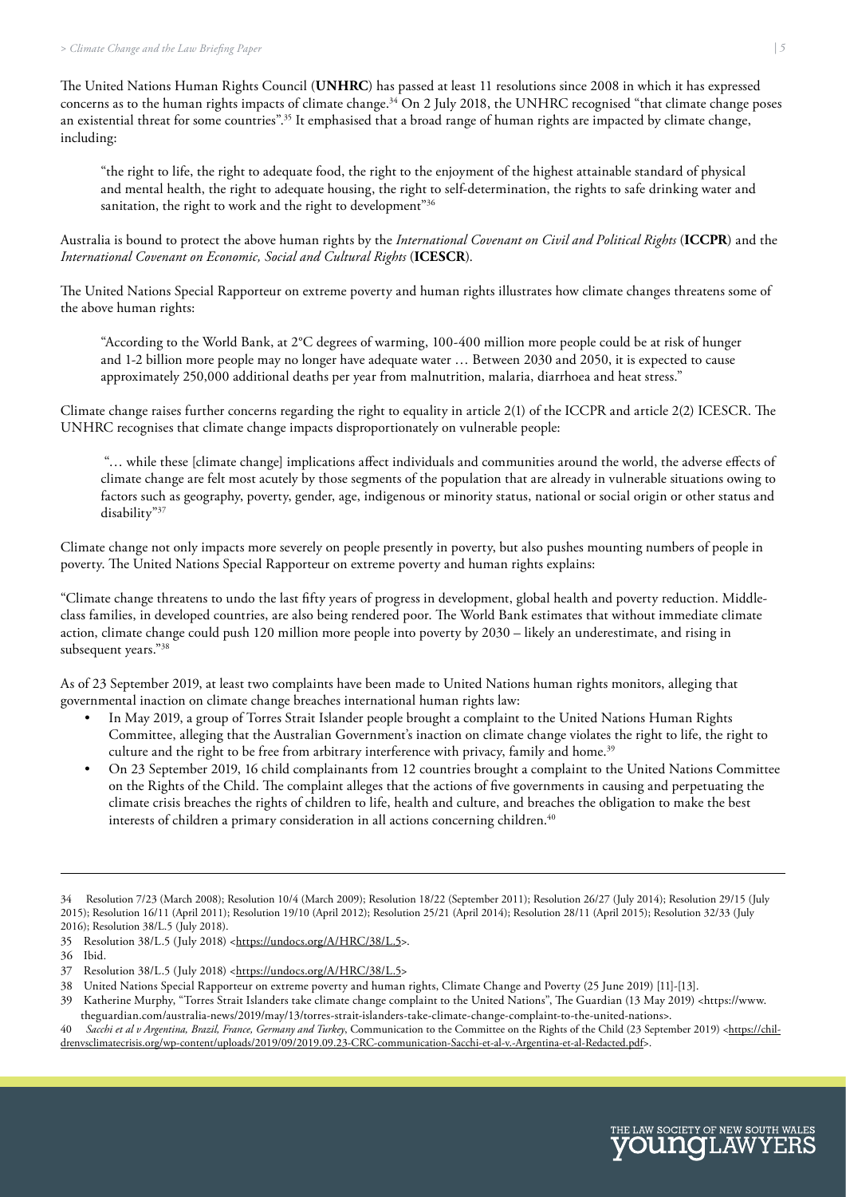The United Nations Human Rights Council (**UNHRC**) has passed at least 11 resolutions since 2008 in which it has expressed concerns as to the human rights impacts of climate change.[34] On 2 July 2018, the UNHRC recognised "that climate change poses an existential threat for some countries".[35] It emphasised that a broad range of human rights are impacted by climate change, including:

> "the right to life, the right to adequate food, the right to the enjoyment of the highest attainable standard of physical and mental health, the right to adequate housing, the right to self-determination, the rights to safe drinking water and sanitation, the right to work and the right to development"[36]

Australia is bound to protect the above human rights by the *International Covenant on Civil and Political Rights* (**ICCPR**) and the *International Covenant on Economic, Social and Cultural Rights* (**ICESCR**).

The United Nations Special Rapporteur on extreme poverty and human rights illustrates how climate changes threatens some of the above human rights:

> "According to the World Bank, at 2°C degrees of warming, 100-400 million more people could be at risk of hunger and 1-2 billion more people may no longer have adequate water … Between 2030 and 2050, it is expected to cause approximately 250,000 additional deaths per year from malnutrition, malaria, diarrhoea and heat stress."

Climate change raises further concerns regarding the right to equality in article 2(1) of the ICCPR and article 2(2) ICESCR. The UNHRC recognises that climate change impacts disproportionately on vulnerable people:

> "… while these [climate change] implications affect individuals and communities around the world, the adverse effects of climate change are felt most acutely by those segments of the population that are already in vulnerable situations owing to factors such as geography, poverty, gender, age, indigenous or minority status, national or social origin or other status and disability"[37]

Climate change not only impacts more severely on people presently in poverty, but also pushes mounting numbers of people in poverty. The United Nations Special Rapporteur on extreme poverty and human rights explains:

"Climate change threatens to undo the last fifty years of progress in development, global health and poverty reduction. Middle-class families, in developed countries, are also being rendered poor. The World Bank estimates that without immediate climate action, climate change could push 120 million more people into poverty by 2030 – likely an underestimate, and rising in subsequent years."[38]

As of 23 September 2019, at least two complaints have been made to United Nations human rights monitors, alleging that governmental inaction on climate change breaches international human rights law:

- In May 2019, a group of Torres Strait Islander people brought a complaint to the United Nations Human Rights Committee, alleging that the Australian Government's inaction on climate change violates the right to life, the right to culture and the right to be free from arbitrary interference with privacy, family and home.[39]
- On 23 September 2019, 16 child complainants from 12 countries brought a complaint to the United Nations Committee on the Rights of the Child. The complaint alleges that the actions of five governments in causing and perpetuating the climate crisis breaches the rights of children to life, health and culture, and breaches the obligation to make the best interests of children a primary consideration in all actions concerning children.[40]

---

34 Resolution 7/23 (March 2008); Resolution 10/4 (March 2009); Resolution 18/22 (September 2011); Resolution 26/27 (July 2014); Resolution 29/15 (July 2015); Resolution 16/11 (April 2011); Resolution 19/10 (April 2012); Resolution 25/21 (April 2014); Resolution 28/11 (April 2015); Resolution 32/33 (July 2016); Resolution 38/L.5 (July 2018).

35 Resolution 38/L.5 (July 2018) <https://undocs.org/A/HRC/38/L.5>.

36 Ibid.

37 Resolution 38/L.5 (July 2018) <https://undocs.org/A/HRC/38/L.5>

38 United Nations Special Rapporteur on extreme poverty and human rights, Climate Change and Poverty (25 June 2019) [11]-[13].

39 Katherine Murphy, "Torres Strait Islanders take climate change complaint to the United Nations", The Guardian (13 May 2019) <https://www.theguardian.com/australia-news/2019/may/13/torres-strait-islanders-take-climate-change-complaint-to-the-united-nations>.

40 *Sacchi et al v Argentina, Brazil, France, Germany and Turkey*, Communication to the Committee on the Rights of the Child (23 September 2019) <https://childrenvsclimatecrisis.org/wp-content/uploads/2019/09/2019.09.23-CRC-communication-Sacchi-et-al-v.-Argentina-et-al-Redacted.pdf>.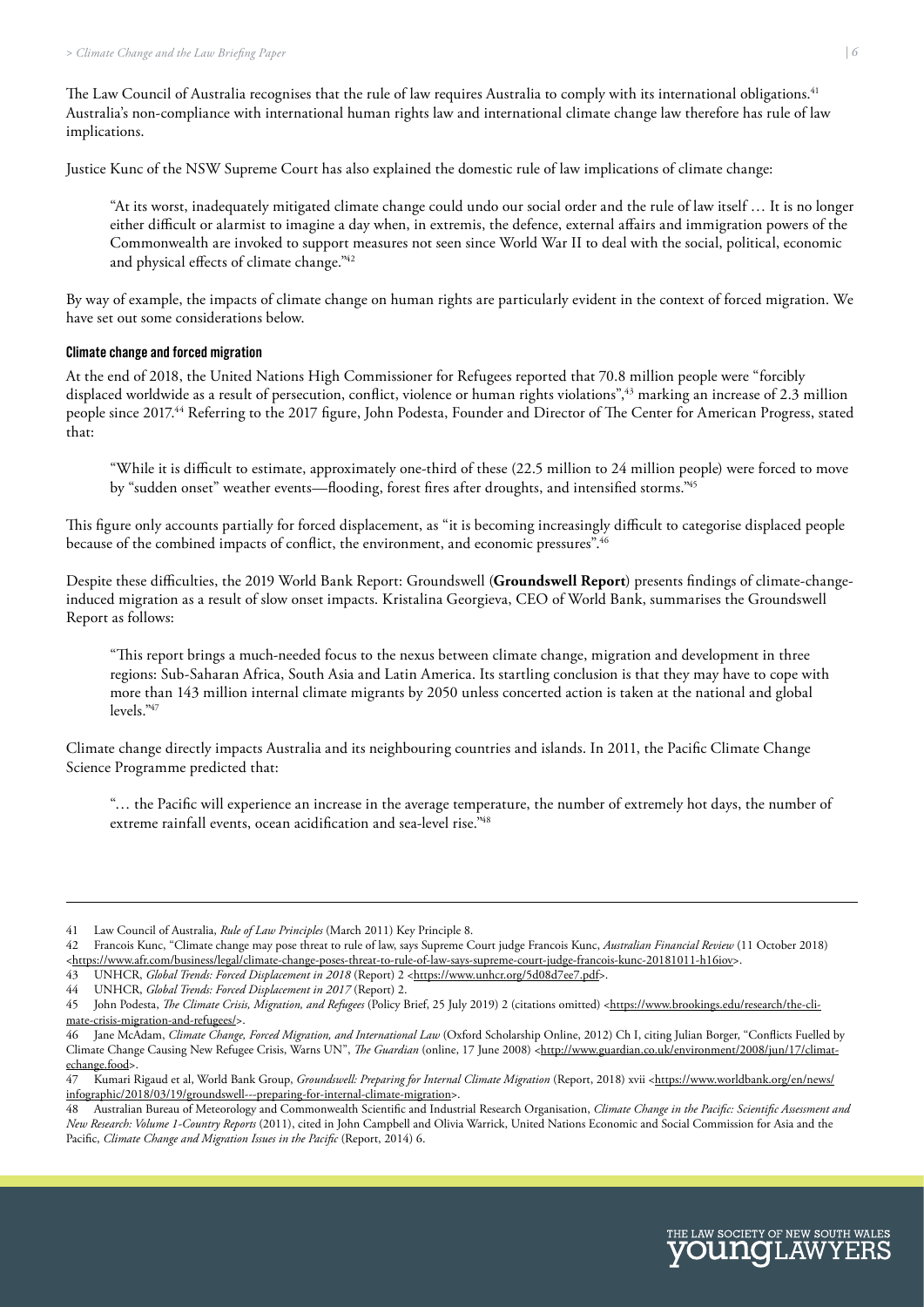The Law Council of Australia recognises that the rule of law requires Australia to comply with its international obligations.[41] Australia's non-compliance with international human rights law and international climate change law therefore has rule of law implications.

Justice Kunc of the NSW Supreme Court has also explained the domestic rule of law implications of climate change:

> "At its worst, inadequately mitigated climate change could undo our social order and the rule of law itself … It is no longer either difficult or alarmist to imagine a day when, in extremis, the defence, external affairs and immigration powers of the Commonwealth are invoked to support measures not seen since World War II to deal with the social, political, economic and physical effects of climate change."[42]

By way of example, the impacts of climate change on human rights are particularly evident in the context of forced migration. We have set out some considerations below.

#### Climate change and forced migration

At the end of 2018, the United Nations High Commissioner for Refugees reported that 70.8 million people were "forcibly displaced worldwide as a result of persecution, conflict, violence or human rights violations",[43] marking an increase of 2.3 million people since 2017.[44] Referring to the 2017 figure, John Podesta, Founder and Director of The Center for American Progress, stated that:

> "While it is difficult to estimate, approximately one-third of these (22.5 million to 24 million people) were forced to move by "sudden onset" weather events—flooding, forest fires after droughts, and intensified storms."[45]

This figure only accounts partially for forced displacement, as "it is becoming increasingly difficult to categorise displaced people because of the combined impacts of conflict, the environment, and economic pressures".[46]

Despite these difficulties, the 2019 World Bank Report: Groundswell (**Groundswell Report**) presents findings of climate-change-induced migration as a result of slow onset impacts. Kristalina Georgieva, CEO of World Bank, summarises the Groundswell Report as follows:

> "This report brings a much-needed focus to the nexus between climate change, migration and development in three regions: Sub-Saharan Africa, South Asia and Latin America. Its startling conclusion is that they may have to cope with more than 143 million internal climate migrants by 2050 unless concerted action is taken at the national and global levels."[47]

Climate change directly impacts Australia and its neighbouring countries and islands. In 2011, the Pacific Climate Change Science Programme predicted that:

> "… the Pacific will experience an increase in the average temperature, the number of extremely hot days, the number of extreme rainfall events, ocean acidification and sea-level rise."[48]

---

41 Law Council of Australia, *Rule of Law Principles* (March 2011) Key Principle 8.

42 Francois Kunc, "Climate change may pose threat to rule of law, says Supreme Court judge Francois Kunc, *Australian Financial Review* (11 October 2018) <https://www.afr.com/business/legal/climate-change-poses-threat-to-rule-of-law-says-supreme-court-judge-francois-kunc-20181011-h16iov>.

43 UNHCR, *Global Trends: Forced Displacement in 2018* (Report) 2 <https://www.unhcr.org/5d08d7ee7.pdf>.

44 UNHCR, *Global Trends: Forced Displacement in 2017* (Report) 2.

45 John Podesta, *The Climate Crisis, Migration, and Refugees* (Policy Brief, 25 July 2019) 2 (citations omitted) <https://www.brookings.edu/research/the-climate-crisis-migration-and-refugees/>.

46 Jane McAdam, *Climate Change, Forced Migration, and International Law* (Oxford Scholarship Online, 2012) Ch I, citing Julian Borger, "Conflicts Fuelled by Climate Change Causing New Refugee Crisis, Warns UN", *The Guardian* (online, 17 June 2008) <http://www.guardian.co.uk/environment/2008/jun/17/climatechange.food>.

47 Kumari Rigaud et al, World Bank Group, *Groundswell: Preparing for Internal Climate Migration* (Report, 2018) xvii <https://www.worldbank.org/en/news/infographic/2018/03/19/groundswell---preparing-for-internal-climate-migration>.

48 Australian Bureau of Meteorology and Commonwealth Scientific and Industrial Research Organisation, *Climate Change in the Pacific: Scientific Assessment and New Research: Volume 1-Country Reports* (2011), cited in John Campbell and Olivia Warrick, United Nations Economic and Social Commission for Asia and the Pacific, *Climate Change and Migration Issues in the Pacific* (Report, 2014) 6.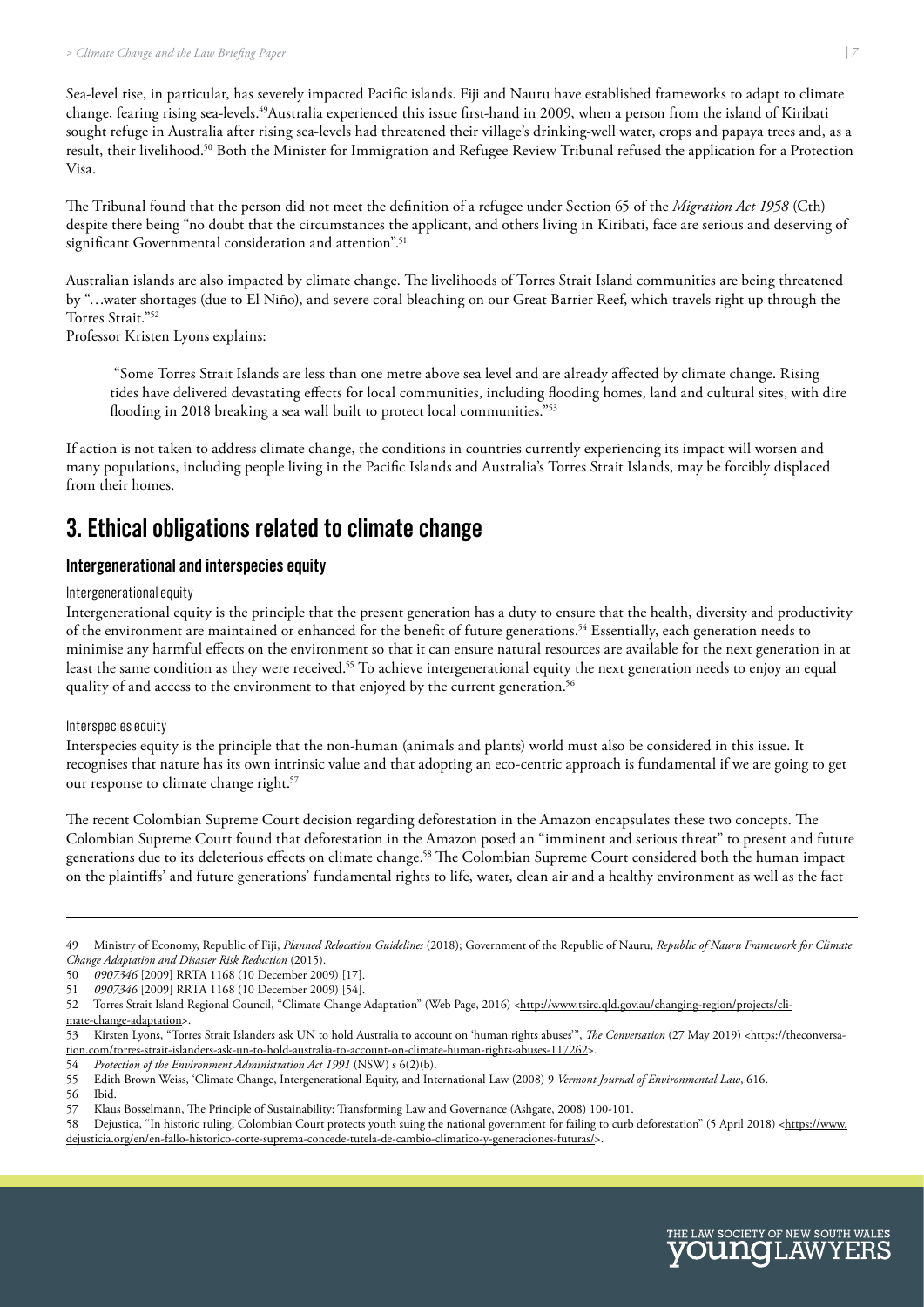Sea-level rise, in particular, has severely impacted Pacific islands. Fiji and Nauru have established frameworks to adapt to climate change, fearing rising sea-levels.[49]Australia experienced this issue first-hand in 2009, when a person from the island of Kiribati sought refuge in Australia after rising sea-levels had threatened their village's drinking-well water, crops and papaya trees and, as a result, their livelihood.[50] Both the Minister for Immigration and Refugee Review Tribunal refused the application for a Protection Visa.

The Tribunal found that the person did not meet the definition of a refugee under Section 65 of the *Migration Act 1958* (Cth) despite there being "no doubt that the circumstances the applicant, and others living in Kiribati, face are serious and deserving of significant Governmental consideration and attention".[51]

Australian islands are also impacted by climate change. The livelihoods of Torres Strait Island communities are being threatened by "…water shortages (due to El Niño), and severe coral bleaching on our Great Barrier Reef, which travels right up through the Torres Strait."[52]

Professor Kristen Lyons explains:

> "Some Torres Strait Islands are less than one metre above sea level and are already affected by climate change. Rising tides have delivered devastating effects for local communities, including flooding homes, land and cultural sites, with dire flooding in 2018 breaking a sea wall built to protect local communities."[53]

If action is not taken to address climate change, the conditions in countries currently experiencing its impact will worsen and many populations, including people living in the Pacific Islands and Australia's Torres Strait Islands, may be forcibly displaced from their homes.

## 3. Ethical obligations related to climate change

### Intergenerational and interspecies equity

#### Intergenerational equity

Intergenerational equity is the principle that the present generation has a duty to ensure that the health, diversity and productivity of the environment are maintained or enhanced for the benefit of future generations.[54] Essentially, each generation needs to minimise any harmful effects on the environment so that it can ensure natural resources are available for the next generation in at least the same condition as they were received.[55] To achieve intergenerational equity the next generation needs to enjoy an equal quality of and access to the environment to that enjoyed by the current generation.[56]

#### Interspecies equity

Interspecies equity is the principle that the non-human (animals and plants) world must also be considered in this issue. It recognises that nature has its own intrinsic value and that adopting an eco-centric approach is fundamental if we are going to get our response to climate change right.[57]

The recent Colombian Supreme Court decision regarding deforestation in the Amazon encapsulates these two concepts. The Colombian Supreme Court found that deforestation in the Amazon posed an "imminent and serious threat" to present and future generations due to its deleterious effects on climate change.[58] The Colombian Supreme Court considered both the human impact on the plaintiffs' and future generations' fundamental rights to life, water, clean air and a healthy environment as well as the fact

---

49 Ministry of Economy, Republic of Fiji, *Planned Relocation Guidelines* (2018); Government of the Republic of Nauru, *Republic of Nauru Framework for Climate Change Adaptation and Disaster Risk Reduction* (2015).

50 *0907346* [2009] RRTA 1168 (10 December 2009) [17].

51 *0907346* [2009] RRTA 1168 (10 December 2009) [54].

52 Torres Strait Island Regional Council, "Climate Change Adaptation" (Web Page, 2016) <http://www.tsirc.qld.gov.au/changing-region/projects/climate-change-adaptation>.

53 Kirsten Lyons, "Torres Strait Islanders ask UN to hold Australia to account on 'human rights abuses'", *The Conversation* (27 May 2019) <https://theconversation.com/torres-strait-islanders-ask-un-to-hold-australia-to-account-on-climate-human-rights-abuses-117262>.

54 *Protection of the Environment Administration Act 1991* (NSW) s 6(2)(b).

55 Edith Brown Weiss, 'Climate Change, Intergenerational Equity, and International Law (2008) 9 *Vermont Journal of Environmental Law*, 616.

56 Ibid.

57 Klaus Bosselmann, The Principle of Sustainability: Transforming Law and Governance (Ashgate, 2008) 100-101.

58 Dejustica, "In historic ruling, Colombian Court protects youth suing the national government for failing to curb deforestation" (5 April 2018) <https://www.dejusticia.org/en/en-fallo-historico-corte-suprema-concede-tutela-de-cambio-climatico-y-generaciones-futuras/>.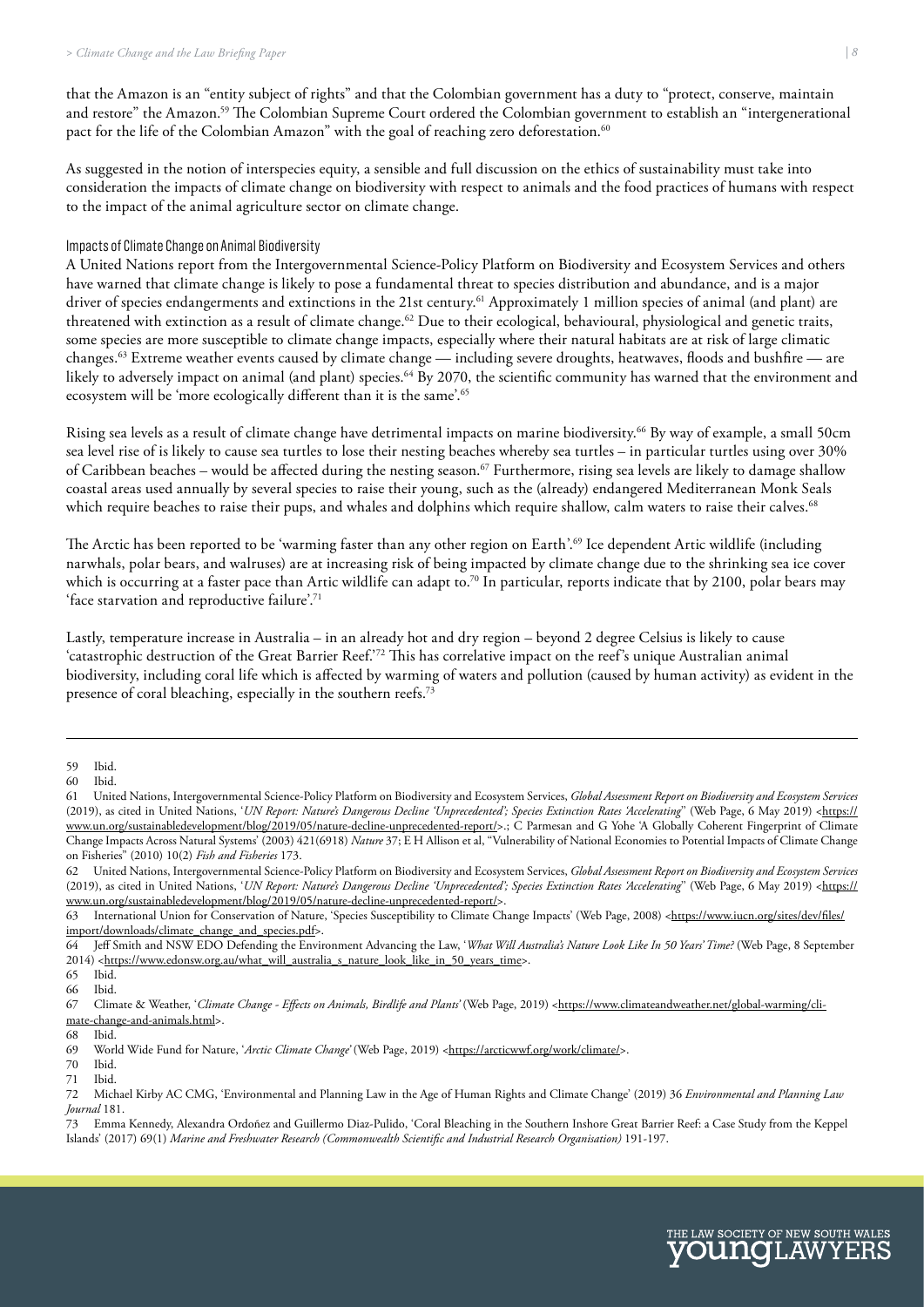that the Amazon is an "entity subject of rights" and that the Colombian government has a duty to "protect, conserve, maintain and restore" the Amazon.[59] The Colombian Supreme Court ordered the Colombian government to establish an "intergenerational pact for the life of the Colombian Amazon" with the goal of reaching zero deforestation.[60]

As suggested in the notion of interspecies equity, a sensible and full discussion on the ethics of sustainability must take into consideration the impacts of climate change on biodiversity with respect to animals and the food practices of humans with respect to the impact of the animal agriculture sector on climate change.

### Impacts of Climate Change on Animal Biodiversity

A United Nations report from the Intergovernmental Science-Policy Platform on Biodiversity and Ecosystem Services and others have warned that climate change is likely to pose a fundamental threat to species distribution and abundance, and is a major driver of species endangerments and extinctions in the 21st century.[61] Approximately 1 million species of animal (and plant) are threatened with extinction as a result of climate change.[62] Due to their ecological, behavioural, physiological and genetic traits, some species are more susceptible to climate change impacts, especially where their natural habitats are at risk of large climatic changes.[63] Extreme weather events caused by climate change — including severe droughts, heatwaves, floods and bushfire — are likely to adversely impact on animal (and plant) species.[64] By 2070, the scientific community has warned that the environment and ecosystem will be 'more ecologically different than it is the same'.[65]

Rising sea levels as a result of climate change have detrimental impacts on marine biodiversity.[66] By way of example, a small 50cm sea level rise of is likely to cause sea turtles to lose their nesting beaches whereby sea turtles – in particular turtles using over 30% of Caribbean beaches – would be affected during the nesting season.[67] Furthermore, rising sea levels are likely to damage shallow coastal areas used annually by several species to raise their young, such as the (already) endangered Mediterranean Monk Seals which require beaches to raise their pups, and whales and dolphins which require shallow, calm waters to raise their calves.[68]

The Arctic has been reported to be 'warming faster than any other region on Earth'.[69] Ice dependent Artic wildlife (including narwhals, polar bears, and walruses) are at increasing risk of being impacted by climate change due to the shrinking sea ice cover which is occurring at a faster pace than Artic wildlife can adapt to.[70] In particular, reports indicate that by 2100, polar bears may 'face starvation and reproductive failure'.[71]

Lastly, temperature increase in Australia – in an already hot and dry region – beyond 2 degree Celsius is likely to cause 'catastrophic destruction of the Great Barrier Reef.'[72] This has correlative impact on the reef's unique Australian animal biodiversity, including coral life which is affected by warming of waters and pollution (caused by human activity) as evident in the presence of coral bleaching, especially in the southern reefs.[73]

---

59 Ibid.

60 Ibid.

61 United Nations, Intergovernmental Science-Policy Platform on Biodiversity and Ecosystem Services, *Global Assessment Report on Biodiversity and Ecosystem Services* (2019), as cited in United Nations, '*UN Report: Nature's Dangerous Decline 'Unprecedented'; Species Extinction Rates 'Accelerating*" (Web Page, 6 May 2019) <https://www.un.org/sustainabledevelopment/blog/2019/05/nature-decline-unprecedented-report/>.; C Parmesan and G Yohe 'A Globally Coherent Fingerprint of Climate Change Impacts Across Natural Systems' (2003) 421(6918) *Nature* 37; E H Allison et al, "Vulnerability of National Economies to Potential Impacts of Climate Change on Fisheries" (2010) 10(2) *Fish and Fisheries* 173.

62 United Nations, Intergovernmental Science-Policy Platform on Biodiversity and Ecosystem Services, *Global Assessment Report on Biodiversity and Ecosystem Services* (2019), as cited in United Nations, '*UN Report: Nature's Dangerous Decline 'Unprecedented'; Species Extinction Rates 'Accelerating*" (Web Page, 6 May 2019) <https://www.un.org/sustainabledevelopment/blog/2019/05/nature-decline-unprecedented-report/>.

63 International Union for Conservation of Nature, 'Species Susceptibility to Climate Change Impacts' (Web Page, 2008) <https://www.iucn.org/sites/dev/files/import/downloads/climate_change_and_species.pdf>.

64 Jeff Smith and NSW EDO Defending the Environment Advancing the Law, '*What Will Australia's Nature Look Like In 50 Years' Time?* (Web Page, 8 September 2014) <https://www.edonsw.org.au/what_will_australia_s_nature_look_like_in_50_years_time>.

65 Ibid.

66 Ibid.

67 Climate & Weather, '*Climate Change - Effects on Animals, Birdlife and Plants*' (Web Page, 2019) <https://www.climateandweather.net/global-warming/climate-change-and-animals.html>.

68 Ibid.

69 World Wide Fund for Nature, '*Arctic Climate Change*' (Web Page, 2019) <https://arcticwwf.org/work/climate/>.

70 Ibid.

71 Ibid.

72 Michael Kirby AC CMG, 'Environmental and Planning Law in the Age of Human Rights and Climate Change' (2019) 36 *Environmental and Planning Law Journal* 181.

73 Emma Kennedy, Alexandra Ordoñez and Guillermo Diaz-Pulido, 'Coral Bleaching in the Southern Inshore Great Barrier Reef: a Case Study from the Keppel Islands' (2017) 69(1) *Marine and Freshwater Research (Commonwealth Scientific and Industrial Research Organisation)* 191-197.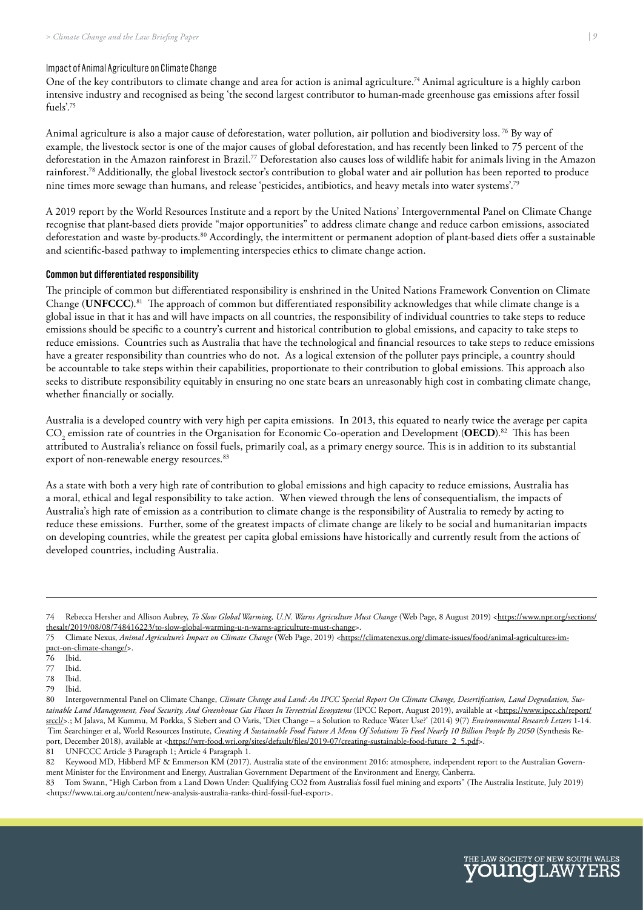### Impact of Animal Agriculture on Climate Change

One of the key contributors to climate change and area for action is animal agriculture.[74] Animal agriculture is a highly carbon intensive industry and recognised as being 'the second largest contributor to human-made greenhouse gas emissions after fossil fuels'.[75]

Animal agriculture is also a major cause of deforestation, water pollution, air pollution and biodiversity loss.[76] By way of example, the livestock sector is one of the major causes of global deforestation, and has recently been linked to 75 percent of the deforestation in the Amazon rainforest in Brazil.[77] Deforestation also causes loss of wildlife habit for animals living in the Amazon rainforest.[78] Additionally, the global livestock sector's contribution to global water and air pollution has been reported to produce nine times more sewage than humans, and release 'pesticides, antibiotics, and heavy metals into water systems'.[79]

A 2019 report by the World Resources Institute and a report by the United Nations' Intergovernmental Panel on Climate Change recognise that plant-based diets provide "major opportunities" to address climate change and reduce carbon emissions, associated deforestation and waste by-products.[80] Accordingly, the intermittent or permanent adoption of plant-based diets offer a sustainable and scientific-based pathway to implementing interspecies ethics to climate change action.

### Common but differentiated responsibility

The principle of common but differentiated responsibility is enshrined in the United Nations Framework Convention on Climate Change (**UNFCCC**).[81] The approach of common but differentiated responsibility acknowledges that while climate change is a global issue in that it has and will have impacts on all countries, the responsibility of individual countries to take steps to reduce emissions should be specific to a country's current and historical contribution to global emissions, and capacity to take steps to reduce emissions. Countries such as Australia that have the technological and financial resources to take steps to reduce emissions have a greater responsibility than countries who do not. As a logical extension of the polluter pays principle, a country should be accountable to take steps within their capabilities, proportionate to their contribution to global emissions. This approach also seeks to distribute responsibility equitably in ensuring no one state bears an unreasonably high cost in combating climate change, whether financially or socially.

Australia is a developed country with very high per capita emissions. In 2013, this equated to nearly twice the average per capita $CO_2$ emission rate of countries in the Organisation for Economic Co-operation and Development (**OECD**).[82] This has been attributed to Australia's reliance on fossil fuels, primarily coal, as a primary energy source. This is in addition to its substantial export of non-renewable energy resources.[83]

As a state with both a very high rate of contribution to global emissions and high capacity to reduce emissions, Australia has a moral, ethical and legal responsibility to take action. When viewed through the lens of consequentialism, the impacts of Australia's high rate of emission as a contribution to climate change is the responsibility of Australia to remedy by acting to reduce these emissions. Further, some of the greatest impacts of climate change are likely to be social and humanitarian impacts on developing countries, while the greatest per capita global emissions have historically and currently result from the actions of developed countries, including Australia.

---

74 Rebecca Hersher and Allison Aubrey, *To Slow Global Warming, U.N. Warns Agriculture Must Change* (Web Page, 8 August 2019) <https://www.npr.org/sections/thesalt/2019/08/08/748416223/to-slow-global-warming-u-n-warns-agriculture-must-change>.

75 Climate Nexus, *Animal Agriculture's Impact on Climate Change* (Web Page, 2019) <https://climatenexus.org/climate-issues/food/animal-agricultures-impact-on-climate-change/>.

76 Ibid.

77 Ibid.

78 Ibid.

79 Ibid.

80 Intergovernmental Panel on Climate Change, *Climate Change and Land: An IPCC Special Report On Climate Change, Desertification, Land Degradation, Sustainable Land Management, Food Security, And Greenhouse Gas Fluxes In Terrestrial Ecosystems* (IPCC Report, August 2019), available at <https://www.ipcc.ch/report/srccl/>.; M Jalava, M Kummu, M Porkka, S Siebert and O Varis, 'Diet Change – a Solution to Reduce Water Use?' (2014) 9(7) *Environmental Research Letters* 1-14. Tim Searchinger et al, World Resources Institute, *Creating A Sustainable Food Future A Menu Of Solutions To Feed Nearly 10 Billion People By 2050* (Synthesis Report, December 2018), available at <https://wrr-food.wri.org/sites/default/files/2019-07/creating-sustainable-food-future_2_5.pdf>.

81 UNFCCC Article 3 Paragraph 1; Article 4 Paragraph 1.

82 Keywood MD, Hibberd MF & Emmerson KM (2017). Australia state of the environment 2016: atmosphere, independent report to the Australian Government Minister for the Environment and Energy, Australian Government Department of the Environment and Energy, Canberra.

83 Tom Swann, "High Carbon from a Land Down Under: Qualifying CO2 from Australia's fossil fuel mining and exports" (The Australia Institute, July 2019) <https://www.tai.org.au/content/new-analysis-australia-ranks-third-fossil-fuel-export>.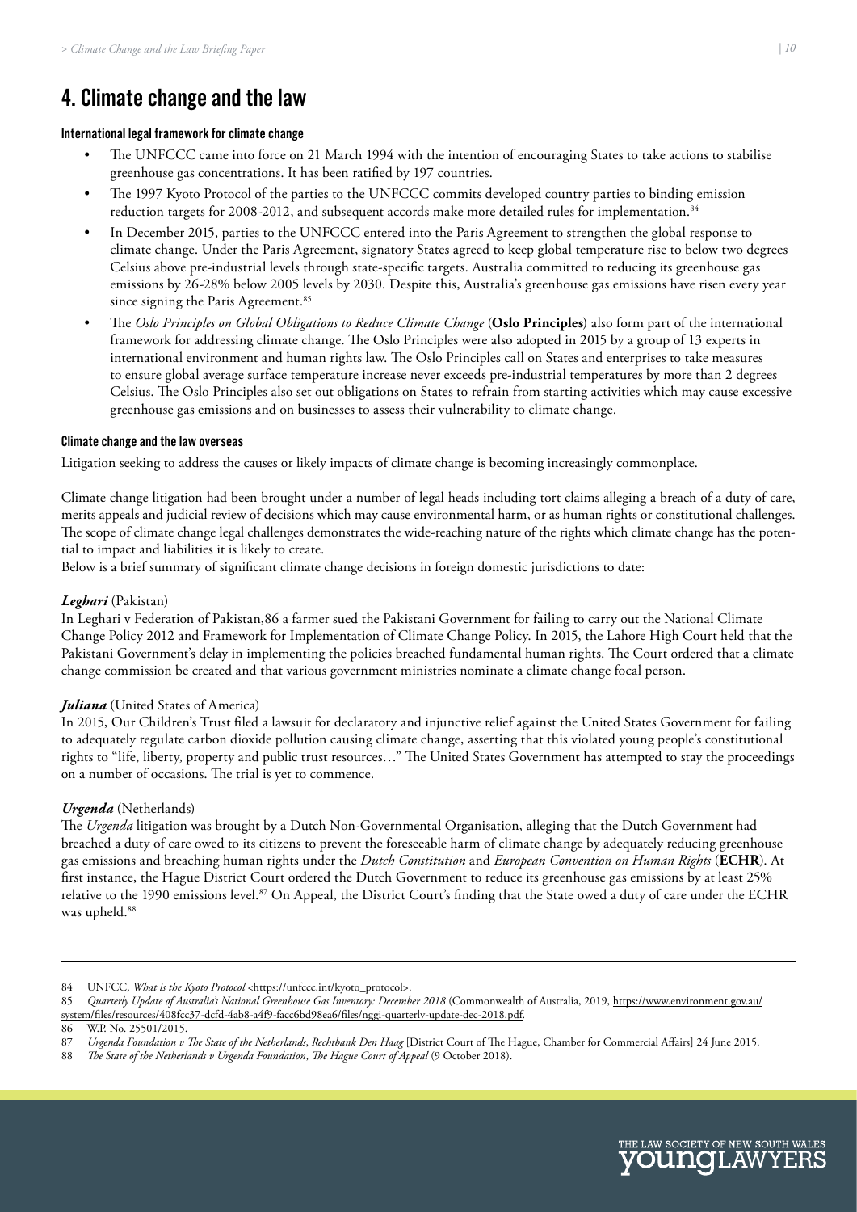# 4. Climate change and the law

#### International legal framework for climate change

- The UNFCCC came into force on 21 March 1994 with the intention of encouraging States to take actions to stabilise greenhouse gas concentrations. It has been ratified by 197 countries.
- The 1997 Kyoto Protocol of the parties to the UNFCCC commits developed country parties to binding emission reduction targets for 2008-2012, and subsequent accords make more detailed rules for implementation.[84]
- In December 2015, parties to the UNFCCC entered into the Paris Agreement to strengthen the global response to climate change. Under the Paris Agreement, signatory States agreed to keep global temperature rise to below two degrees Celsius above pre-industrial levels through state-specific targets. Australia committed to reducing its greenhouse gas emissions by 26-28% below 2005 levels by 2030. Despite this, Australia's greenhouse gas emissions have risen every year since signing the Paris Agreement.[85]
- The *Oslo Principles on Global Obligations to Reduce Climate Change* (**Oslo Principles**) also form part of the international framework for addressing climate change. The Oslo Principles were also adopted in 2015 by a group of 13 experts in international environment and human rights law. The Oslo Principles call on States and enterprises to take measures to ensure global average surface temperature increase never exceeds pre-industrial temperatures by more than 2 degrees Celsius. The Oslo Principles also set out obligations on States to refrain from starting activities which may cause excessive greenhouse gas emissions and on businesses to assess their vulnerability to climate change.

#### Climate change and the law overseas

Litigation seeking to address the causes or likely impacts of climate change is becoming increasingly commonplace.

Climate change litigation had been brought under a number of legal heads including tort claims alleging a breach of a duty of care, merits appeals and judicial review of decisions which may cause environmental harm, or as human rights or constitutional challenges. The scope of climate change legal challenges demonstrates the wide-reaching nature of the rights which climate change has the potential to impact and liabilities it is likely to create.

Below is a brief summary of significant climate change decisions in foreign domestic jurisdictions to date:

***Leghari*** (Pakistan)

In Leghari v Federation of Pakistan,86 a farmer sued the Pakistani Government for failing to carry out the National Climate Change Policy 2012 and Framework for Implementation of Climate Change Policy. In 2015, the Lahore High Court held that the Pakistani Government's delay in implementing the policies breached fundamental human rights. The Court ordered that a climate change commission be created and that various government ministries nominate a climate change focal person.

***Juliana*** (United States of America)

In 2015, Our Children's Trust filed a lawsuit for declaratory and injunctive relief against the United States Government for failing to adequately regulate carbon dioxide pollution causing climate change, asserting that this violated young people's constitutional rights to "life, liberty, property and public trust resources…" The United States Government has attempted to stay the proceedings on a number of occasions. The trial is yet to commence.

***Urgenda*** (Netherlands)

The *Urgenda* litigation was brought by a Dutch Non-Governmental Organisation, alleging that the Dutch Government had breached a duty of care owed to its citizens to prevent the foreseeable harm of climate change by adequately reducing greenhouse gas emissions and breaching human rights under the *Dutch Constitution* and *European Convention on Human Rights* (**ECHR**). At first instance, the Hague District Court ordered the Dutch Government to reduce its greenhouse gas emissions by at least 25% relative to the 1990 emissions level.[87] On Appeal, the District Court's finding that the State owed a duty of care under the ECHR was upheld.[88]

---

84 UNFCC, *What is the Kyoto Protocol* <https://unfccc.int/kyoto_protocol>.

85 *Quarterly Update of Australia's National Greenhouse Gas Inventory: December 2018* (Commonwealth of Australia, 2019, https://www.environment.gov.au/system/files/resources/408fcc37-dcfd-4ab8-a4f9-facc6bd98ea6/files/nggi-quarterly-update-dec-2018.pdf.

86 W.P. No. 25501/2015.

87 *Urgenda Foundation v The State of the Netherlands*, *Rechtbank Den Haag* [District Court of The Hague, Chamber for Commercial Affairs] 24 June 2015.

88 *The State of the Netherlands v Urgenda Foundation*, *The Hague Court of Appeal* (9 October 2018).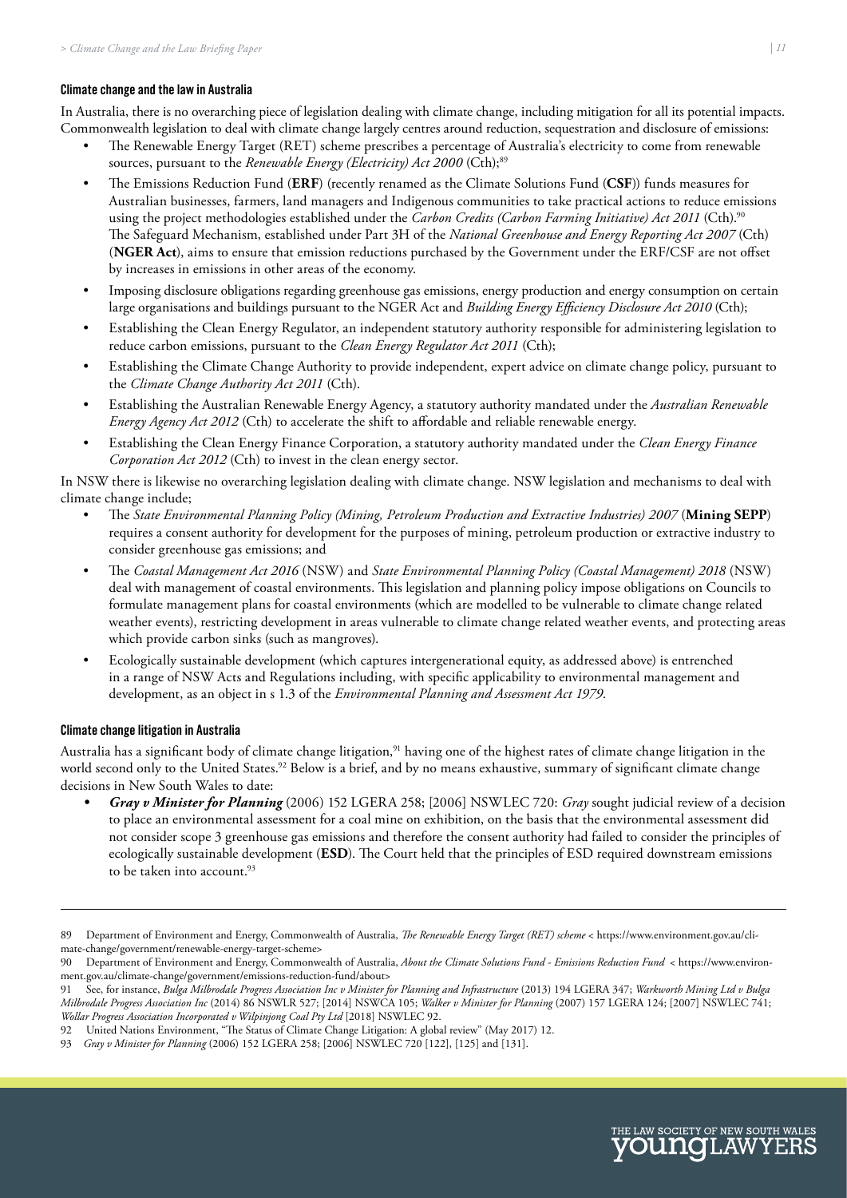#### Climate change and the law in Australia

In Australia, there is no overarching piece of legislation dealing with climate change, including mitigation for all its potential impacts. Commonwealth legislation to deal with climate change largely centres around reduction, sequestration and disclosure of emissions:

- The Renewable Energy Target (RET) scheme prescribes a percentage of Australia's electricity to come from renewable sources, pursuant to the *Renewable Energy (Electricity) Act 2000* (Cth);[89]
- The Emissions Reduction Fund (**ERF**) (recently renamed as the Climate Solutions Fund (**CSF**)) funds measures for Australian businesses, farmers, land managers and Indigenous communities to take practical actions to reduce emissions using the project methodologies established under the *Carbon Credits (Carbon Farming Initiative) Act 2011* (Cth).[90] The Safeguard Mechanism, established under Part 3H of the *National Greenhouse and Energy Reporting Act 2007* (Cth) (**NGER Act**), aims to ensure that emission reductions purchased by the Government under the ERF/CSF are not offset by increases in emissions in other areas of the economy.
- Imposing disclosure obligations regarding greenhouse gas emissions, energy production and energy consumption on certain large organisations and buildings pursuant to the NGER Act and *Building Energy Efficiency Disclosure Act 2010* (Cth);
- Establishing the Clean Energy Regulator, an independent statutory authority responsible for administering legislation to reduce carbon emissions, pursuant to the *Clean Energy Regulator Act 2011* (Cth);
- Establishing the Climate Change Authority to provide independent, expert advice on climate change policy, pursuant to the *Climate Change Authority Act 2011* (Cth).
- Establishing the Australian Renewable Energy Agency, a statutory authority mandated under the *Australian Renewable Energy Agency Act 2012* (Cth) to accelerate the shift to affordable and reliable renewable energy.
- Establishing the Clean Energy Finance Corporation, a statutory authority mandated under the *Clean Energy Finance Corporation Act 2012* (Cth) to invest in the clean energy sector.

In NSW there is likewise no overarching legislation dealing with climate change. NSW legislation and mechanisms to deal with climate change include;

- The *State Environmental Planning Policy (Mining, Petroleum Production and Extractive Industries) 2007* (**Mining SEPP**) requires a consent authority for development for the purposes of mining, petroleum production or extractive industry to consider greenhouse gas emissions; and
- The *Coastal Management Act 2016* (NSW) and *State Environmental Planning Policy (Coastal Management) 2018* (NSW) deal with management of coastal environments. This legislation and planning policy impose obligations on Councils to formulate management plans for coastal environments (which are modelled to be vulnerable to climate change related weather events), restricting development in areas vulnerable to climate change related weather events, and protecting areas which provide carbon sinks (such as mangroves).
- Ecologically sustainable development (which captures intergenerational equity, as addressed above) is entrenched in a range of NSW Acts and Regulations including, with specific applicability to environmental management and development, as an object in s 1.3 of the *Environmental Planning and Assessment Act 1979*.

#### Climate change litigation in Australia

Australia has a significant body of climate change litigation,[91] having one of the highest rates of climate change litigation in the world second only to the United States.[92] Below is a brief, and by no means exhaustive, summary of significant climate change decisions in New South Wales to date:

- ***Gray v Minister for Planning*** (2006) 152 LGERA 258; [2006] NSWLEC 720: *Gray* sought judicial review of a decision to place an environmental assessment for a coal mine on exhibition, on the basis that the environmental assessment did not consider scope 3 greenhouse gas emissions and therefore the consent authority had failed to consider the principles of ecologically sustainable development (**ESD**). The Court held that the principles of ESD required downstream emissions to be taken into account.[93]

---

89 Department of Environment and Energy, Commonwealth of Australia, *The Renewable Energy Target (RET) scheme* < https://www.environment.gov.au/climate-change/government/renewable-energy-target-scheme>

90 Department of Environment and Energy, Commonwealth of Australia, *About the Climate Solutions Fund - Emissions Reduction Fund* < https://www.environment.gov.au/climate-change/government/emissions-reduction-fund/about>

91 See, for instance, *Bulga Milbrodale Progress Association Inc v Minister for Planning and Infrastructure* (2013) 194 LGERA 347; *Warkworth Mining Ltd v Bulga Milbrodale Progress Association Inc* (2014) 86 NSWLR 527; [2014] NSWCA 105; *Walker v Minister for Planning* (2007) 157 LGERA 124; [2007] NSWLEC 741; *Wollar Progress Association Incorporated v Wilpinjong Coal Pty Ltd* [2018] NSWLEC 92.

92 United Nations Environment, "The Status of Climate Change Litigation: A global review" (May 2017) 12.

93 *Gray v Minister for Planning* (2006) 152 LGERA 258; [2006] NSWLEC 720 [122], [125] and [131].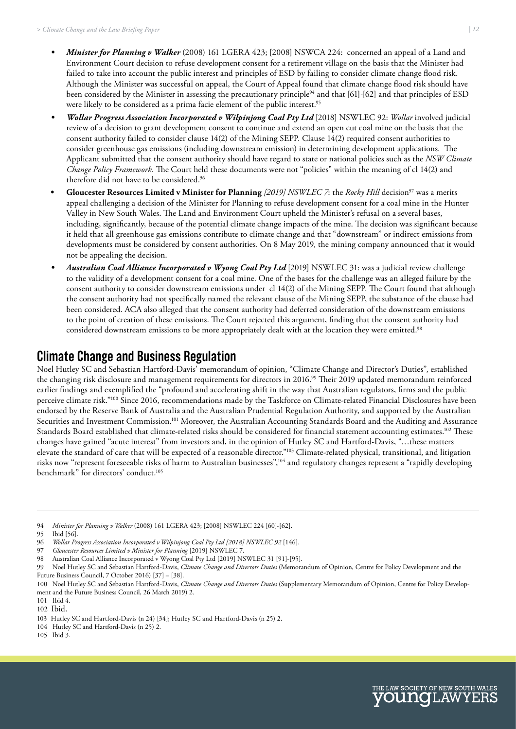- ***Minister for Planning v Walker*** (2008) 161 LGERA 423; [2008] NSWCA 224: concerned an appeal of a Land and Environment Court decision to refuse development consent for a retirement village on the basis that the Minister had failed to take into account the public interest and principles of ESD by failing to consider climate change flood risk. Although the Minister was successful on appeal, the Court of Appeal found that climate change flood risk should have been considered by the Minister in assessing the precautionary principle[94] and that [61]-[62] and that principles of ESD were likely to be considered as a prima facie element of the public interest.[95]
- ***Wollar Progress Association Incorporated v Wilpinjong Coal Pty Ltd*** [2018] NSWLEC 92: *Wollar* involved judicial review of a decision to grant development consent to continue and extend an open cut coal mine on the basis that the consent authority failed to consider clause 14(2) of the Mining SEPP. Clause 14(2) required consent authorities to consider greenhouse gas emissions (including downstream emission) in determining development applications. The Applicant submitted that the consent authority should have regard to state or national policies such as the *NSW Climate Change Policy Framework*. The Court held these documents were not "policies" within the meaning of cl 14(2) and therefore did not have to be considered.[96]
- **Gloucester Resources Limited v Minister for Planning** *[2019] NSWLEC 7*: the *Rocky Hill* decision[97] was a merits appeal challenging a decision of the Minister for Planning to refuse development consent for a coal mine in the Hunter Valley in New South Wales. The Land and Environment Court upheld the Minister's refusal on a several bases, including, significantly, because of the potential climate change impacts of the mine. The decision was significant because it held that all greenhouse gas emissions contribute to climate change and that "downstream" or indirect emissions from developments must be considered by consent authorities. On 8 May 2019, the mining company announced that it would not be appealing the decision.
- ***Australian Coal Alliance Incorporated v Wyong Coal Pty Ltd*** [2019] NSWLEC 31: was a judicial review challenge to the validity of a development consent for a coal mine. One of the bases for the challenge was an alleged failure by the consent authority to consider downstream emissions under cl 14(2) of the Mining SEPP. The Court found that although the consent authority had not specifically named the relevant clause of the Mining SEPP, the substance of the clause had been considered. ACA also alleged that the consent authority had deferred consideration of the downstream emissions to the point of creation of these emissions. The Court rejected this argument, finding that the consent authority had considered downstream emissions to be more appropriately dealt with at the location they were emitted.[98]

## Climate Change and Business Regulation

Noel Hutley SC and Sebastian Hartford-Davis' memorandum of opinion, "Climate Change and Director's Duties", established the changing risk disclosure and management requirements for directors in 2016.[99] Their 2019 updated memorandum reinforced earlier findings and exemplified the "profound and accelerating shift in the way that Australian regulators, firms and the public perceive climate risk."[100] Since 2016, recommendations made by the Taskforce on Climate-related Financial Disclosures have been endorsed by the Reserve Bank of Australia and the Australian Prudential Regulation Authority, and supported by the Australian Securities and Investment Commission.[101] Moreover, the Australian Accounting Standards Board and the Auditing and Assurance Standards Board established that climate-related risks should be considered for financial statement accounting estimates.[102] These changes have gained "acute interest" from investors and, in the opinion of Hutley SC and Hartford-Davis, "…these matters elevate the standard of care that will be expected of a reasonable director."[103] Climate-related physical, transitional, and litigation risks now "represent foreseeable risks of harm to Australian businesses",[104] and regulatory changes represent a "rapidly developing benchmark" for directors' conduct.[105]

---

94 *Minister for Planning v Walker* (2008) 161 LGERA 423; [2008] NSWLEC 224 [60]-[62].

95 Ibid [56].

96 *Wollar Progress Association Incorporated v Wilpinjong Coal Pty Ltd [2018] NSWLEC 92* [146].

97 *Gloucester Resources Limited v Minister for Planning* [2019] NSWLEC 7.

98 Australian Coal Alliance Incorporated v Wyong Coal Pty Ltd [2019] NSWLEC 31 [91]-[95].

99 Noel Hutley SC and Sebastian Hartford-Davis, *Climate Change and Directors Duties* (Memorandum of Opinion, Centre for Policy Development and the Future Business Council, 7 October 2016) [37] – [38].

100 Noel Hutley SC and Sebastian Hartford-Davis, *Climate Change and Directors Duties* (Supplementary Memorandum of Opinion, Centre for Policy Development and the Future Business Council, 26 March 2019) 2.

101 Ibid 4.

102 Ibid.

103 Hutley SC and Hartford-Davis (n 24) [34]; Hutley SC and Hartford-Davis (n 25) 2.

104 Hutley SC and Hartford-Davis (n 25) 2.

105 Ibid 3.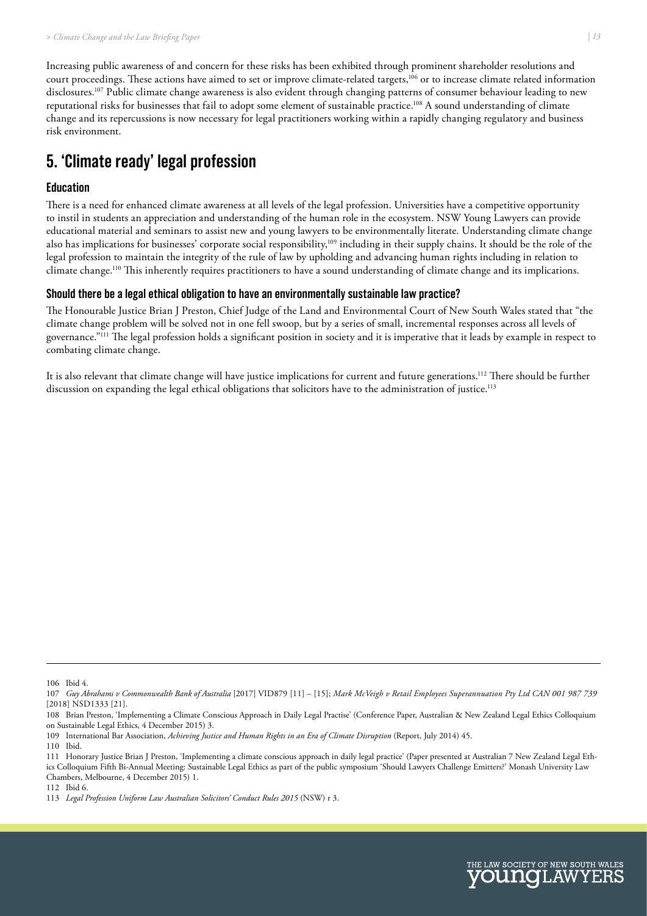Increasing public awareness of and concern for these risks has been exhibited through prominent shareholder resolutions and court proceedings. These actions have aimed to set or improve climate-related targets,[106] or to increase climate related information disclosures.[107] Public climate change awareness is also evident through changing patterns of consumer behaviour leading to new reputational risks for businesses that fail to adopt some element of sustainable practice.[108] A sound understanding of climate change and its repercussions is now necessary for legal practitioners working within a rapidly changing regulatory and business risk environment.

## 5. 'Climate ready' legal profession

### Education

There is a need for enhanced climate awareness at all levels of the legal profession. Universities have a competitive opportunity to instil in students an appreciation and understanding of the human role in the ecosystem. NSW Young Lawyers can provide educational material and seminars to assist new and young lawyers to be environmentally literate. Understanding climate change also has implications for businesses' corporate social responsibility,[109] including in their supply chains. It should be the role of the legal profession to maintain the integrity of the rule of law by upholding and advancing human rights including in relation to climate change.[110] This inherently requires practitioners to have a sound understanding of climate change and its implications.

### Should there be a legal ethical obligation to have an environmentally sustainable law practice?

The Honourable Justice Brian J Preston, Chief Judge of the Land and Environmental Court of New South Wales stated that "the climate change problem will be solved not in one fell swoop, but by a series of small, incremental responses across all levels of governance."[111] The legal profession holds a significant position in society and it is imperative that it leads by example in respect to combating climate change.

It is also relevant that climate change will have justice implications for current and future generations.[112] There should be further discussion on expanding the legal ethical obligations that solicitors have to the administration of justice.[113]

---

106 Ibid 4.

107 *Guy Abrahams v Commonwealth Bank of Australia* [2017] VID879 [11] – [15]; *Mark McVeigh v Retail Employees Superannuation Pty Ltd CAN 001 987 739* [2018] NSD1333 [21].

108 Brian Preston, 'Implementing a Climate Conscious Approach in Daily Legal Practise' (Conference Paper, Australian & New Zealand Legal Ethics Colloquium on Sustainable Legal Ethics, 4 December 2015) 3.

109 International Bar Association, *Achieving Justice and Human Rights in an Era of Climate Disruption* (Report, July 2014) 45.

110 Ibid.

111 Honorary Justice Brian J Preston, 'Implementing a climate conscious approach in daily legal practice' (Paper presented at Australian 7 New Zealand Legal Ethics Colloquium Fifth Bi-Annual Meeting: Sustainable Legal Ethics as part of the public symposium 'Should Lawyers Challenge Emitters?' Monash University Law Chambers, Melbourne, 4 December 2015) 1.

112 Ibid 6.

113 *Legal Profession Uniform Law Australian Solicitors' Conduct Rules 2015* (NSW) r 3.